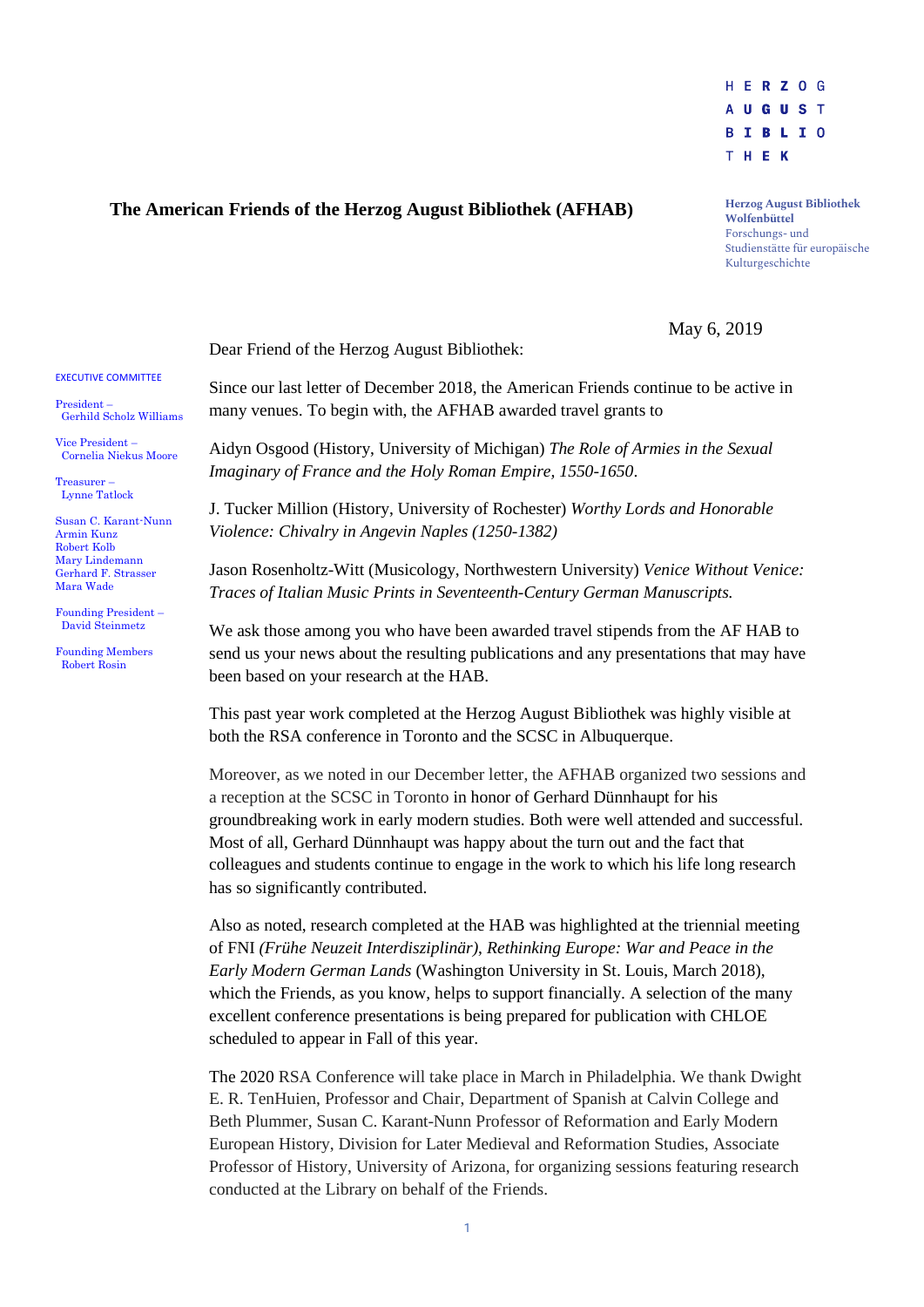HERZOG AUGUST BIBLIOTHEK

**Herzog August Bibliothek Wolfenbüttel**
Forschungs- und Studienstätte für europäische Kulturgeschichte

# The American Friends of the Herzog August Bibliothek (AFHAB)

EXECUTIVE COMMITTEE

President – Gerhild Scholz Williams

Vice President – Cornelia Niekus Moore

Treasurer – Lynne Tatlock

Susan C. Karant-Nunn
Armin Kunz
Robert Kolb
Mary Lindemann
Gerhard F. Strasser
Mara Wade

Founding President – David Steinmetz

Founding Members
Robert Rosin

May 6, 2019

Dear Friend of the Herzog August Bibliothek:

Since our last letter of December 2018, the American Friends continue to be active in many venues. To begin with, the AFHAB awarded travel grants to

Aidyn Osgood (History, University of Michigan) *The Role of Armies in the Sexual Imaginary of France and the Holy Roman Empire, 1550-1650*.

J. Tucker Million (History, University of Rochester) *Worthy Lords and Honorable Violence: Chivalry in Angevin Naples (1250-1382)*

Jason Rosenholtz-Witt (Musicology, Northwestern University) *Venice Without Venice: Traces of Italian Music Prints in Seventeenth-Century German Manuscripts.*

We ask those among you who have been awarded travel stipends from the AF HAB to send us your news about the resulting publications and any presentations that may have been based on your research at the HAB.

This past year work completed at the Herzog August Bibliothek was highly visible at both the RSA conference in Toronto and the SCSC in Albuquerque.

Moreover, as we noted in our December letter, the AFHAB organized two sessions and a reception at the SCSC in Toronto in honor of Gerhard Dünnhaupt for his groundbreaking work in early modern studies. Both were well attended and successful. Most of all, Gerhard Dünnhaupt was happy about the turn out and the fact that colleagues and students continue to engage in the work to which his life long research has so significantly contributed.

Also as noted, research completed at the HAB was highlighted at the triennial meeting of FNI *(Frühe Neuzeit Interdisziplinär)*, *Rethinking Europe: War and Peace in the Early Modern German Lands* (Washington University in St. Louis, March 2018), which the Friends, as you know, helps to support financially. A selection of the many excellent conference presentations is being prepared for publication with CHLOE scheduled to appear in Fall of this year.

The 2020 RSA Conference will take place in March in Philadelphia. We thank Dwight E. R. TenHuien, Professor and Chair, Department of Spanish at Calvin College and Beth Plummer, Susan C. Karant-Nunn Professor of Reformation and Early Modern European History, Division for Later Medieval and Reformation Studies, Associate Professor of History, University of Arizona, for organizing sessions featuring research conducted at the Library on behalf of the Friends.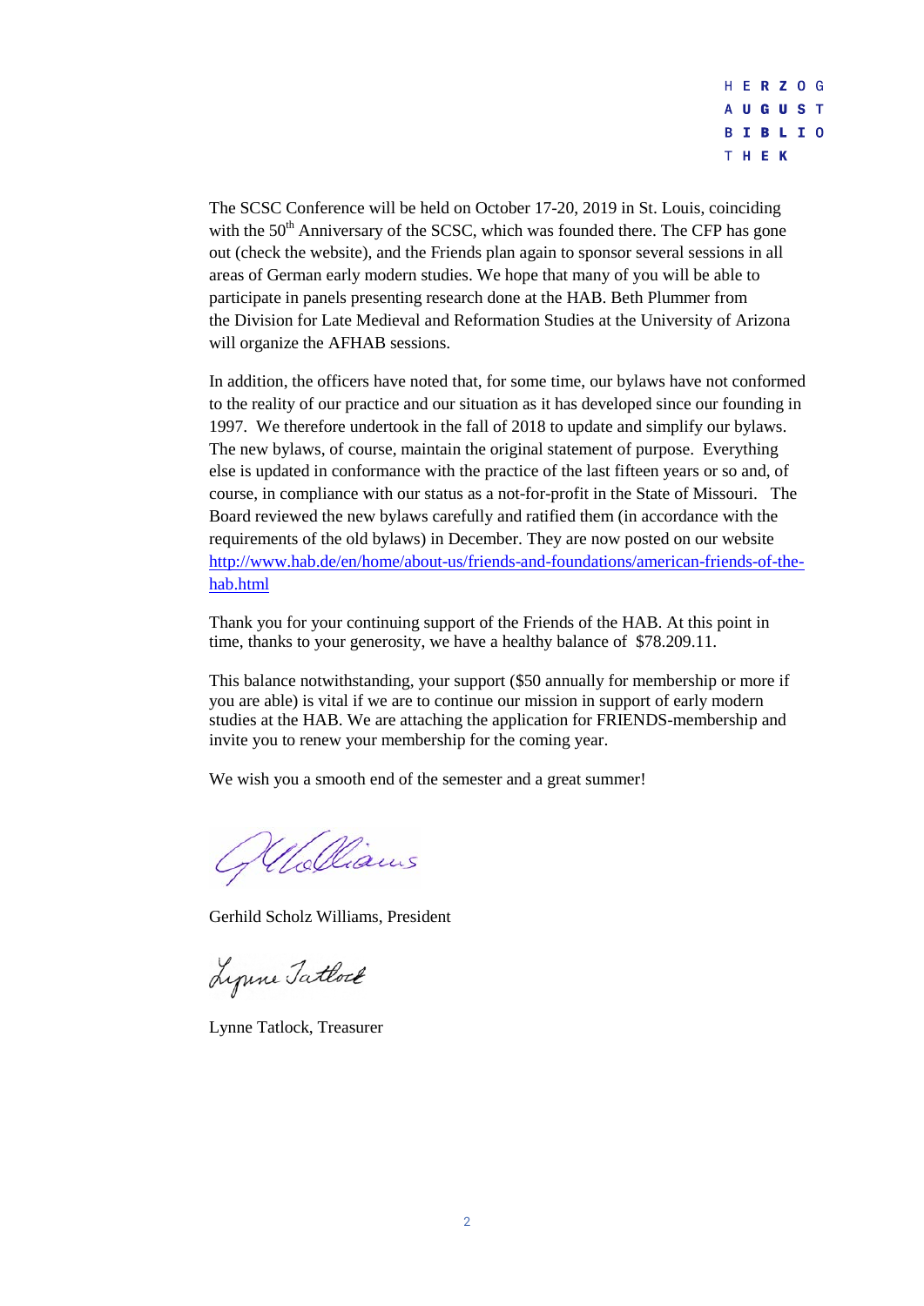The SCSC Conference will be held on October 17-20, 2019 in St. Louis, coinciding with the 50th Anniversary of the SCSC, which was founded there. The CFP has gone out (check the website), and the Friends plan again to sponsor several sessions in all areas of German early modern studies. We hope that many of you will be able to participate in panels presenting research done at the HAB. Beth Plummer from the Division for Late Medieval and Reformation Studies at the University of Arizona will organize the AFHAB sessions.

In addition, the officers have noted that, for some time, our bylaws have not conformed to the reality of our practice and our situation as it has developed since our founding in 1997. We therefore undertook in the fall of 2018 to update and simplify our bylaws. The new bylaws, of course, maintain the original statement of purpose. Everything else is updated in conformance with the practice of the last fifteen years or so and, of course, in compliance with our status as a not-for-profit in the State of Missouri. The Board reviewed the new bylaws carefully and ratified them (in accordance with the requirements of the old bylaws) in December. They are now posted on our website [http://www.hab.de/en/home/about-us/friends-and-foundations/american-friends-of-the-hab.html](http://www.hab.de/en/home/about-us/friends-and-foundations/american-friends-of-the-hab.html)

Thank you for your continuing support of the Friends of the HAB. At this point in time, thanks to your generosity, we have a healthy balance of $78.209.11.

This balance notwithstanding, your support ($50 annually for membership or more if you are able) is vital if we are to continue our mission in support of early modern studies at the HAB. We are attaching the application for FRIENDS-membership and invite you to renew your membership for the coming year.

We wish you a smooth end of the semester and a great summer!

Gerhild Scholz Williams, President

Lynne Tatlock, Treasurer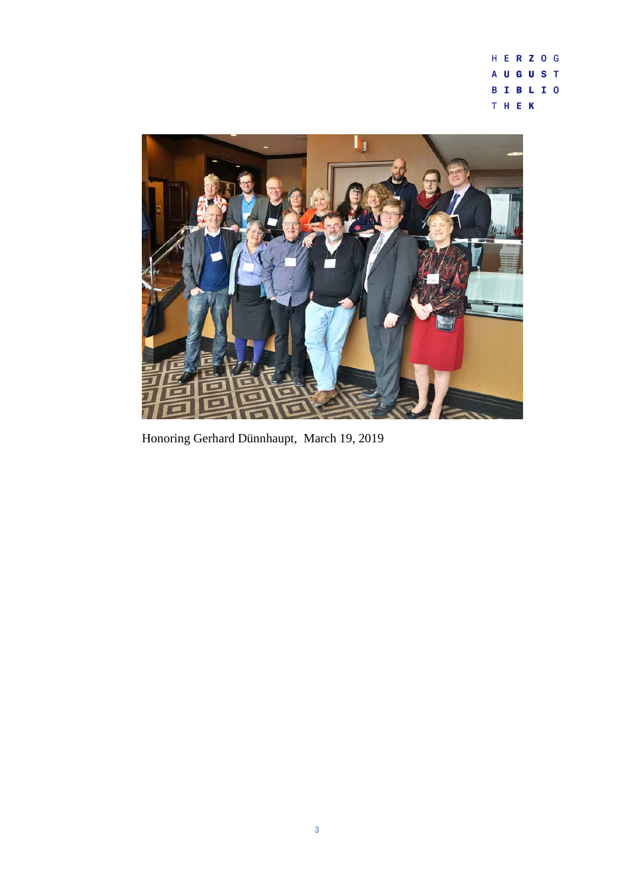Honoring Gerhard Dünnhaupt, March 19, 2019